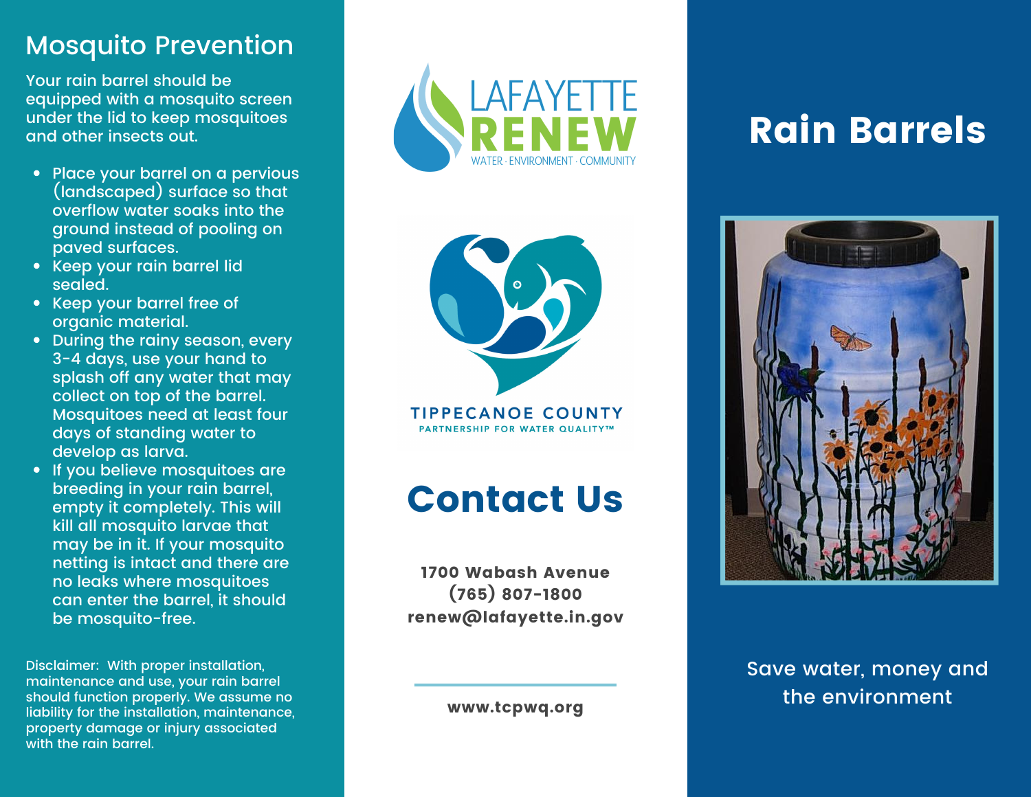## Mosquito Prevention

Your rain barrel should be equipped with a mosquito screen under the lid to keep mosquitoes and other insects out.

- Place your barrel on a pervious (landscaped) surface so that overflow water soaks into the ground instead of pooling on paved surfaces.
- Keep your rain barrel lid sealed.
- Keep your barrel free of organic material.
- During the rainy season, every 3-4 days, use your hand to splash off any water that may collect on top of the barrel. Mosquitoes need at least four days of standing water to develop as larva.
- If you believe mosquitoes are breeding in your rain barrel, empty it completely. This will kill all mosquito larvae that may be in it. If your mosquito netting is intact and there are no leaks where mosquitoes can enter the barrel, it should be mosquito-free.

Disclaimer: With proper installation, maintenance and use, your rain barrel should function properly. We assume no liability for the installation, maintenance, property damage or injury associated with the rain barrel.

LAFAYETTE RENEW
WATER · ENVIRONMENT · COMMUNITY

TIPPECANOE COUNTY
PARTNERSHIP FOR WATER QUALITY™

## Contact Us

**1700 Wabash Avenue**
**(765) 807-1800**
**renew@lafayette.in.gov**

**www.tcpwq.org**

# Rain Barrels

Save water, money and the environment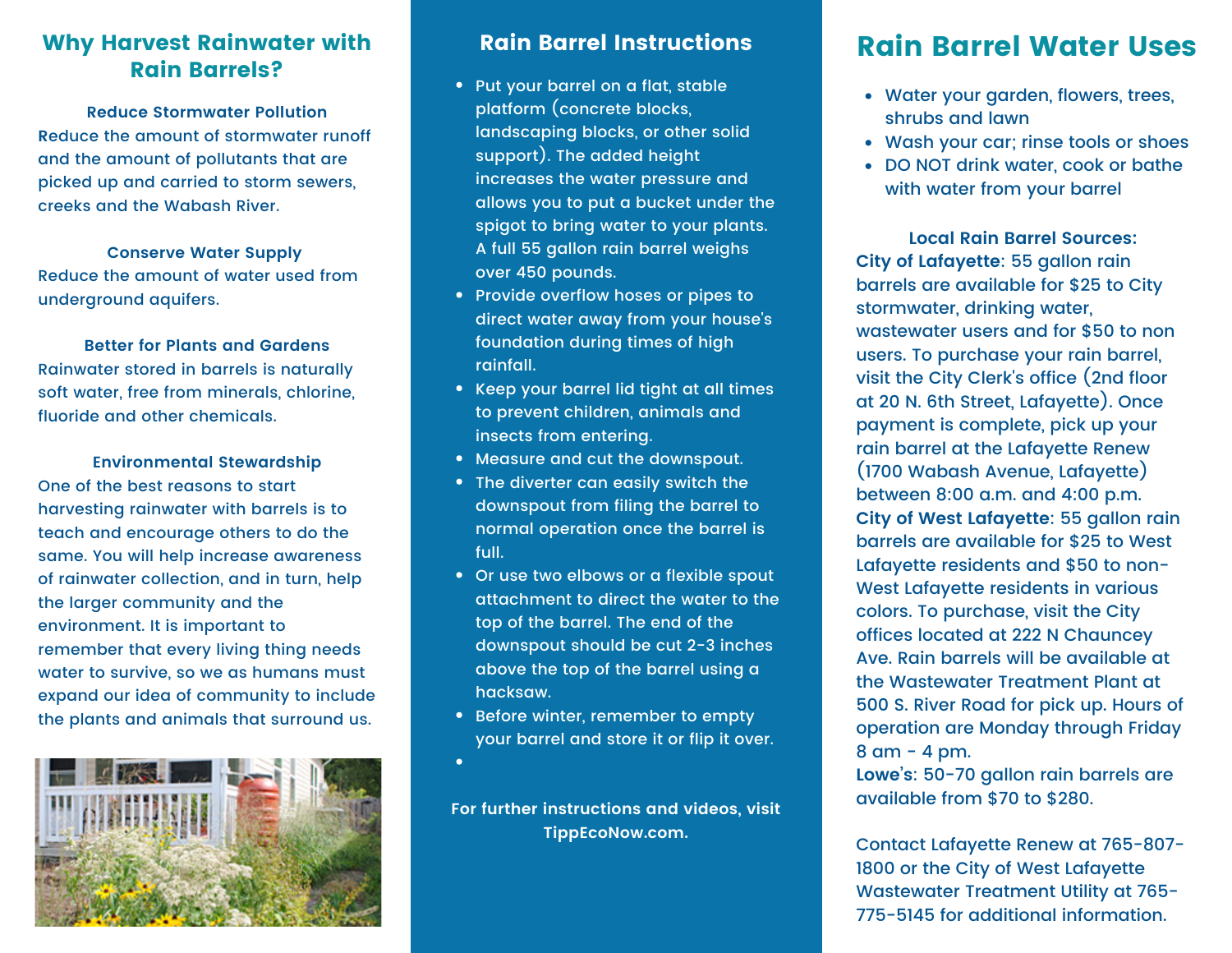## Why Harvest Rainwater with Rain Barrels?

**Reduce Stormwater Pollution**

Reduce the amount of stormwater runoff and the amount of pollutants that are picked up and carried to storm sewers, creeks and the Wabash River.

**Conserve Water Supply**

Reduce the amount of water used from underground aquifers.

**Better for Plants and Gardens**

Rainwater stored in barrels is naturally soft water, free from minerals, chlorine, fluoride and other chemicals.

**Environmental Stewardship**

One of the best reasons to start harvesting rainwater with barrels is to teach and encourage others to do the same. You will help increase awareness of rainwater collection, and in turn, help the larger community and the environment. It is important to remember that every living thing needs water to survive, so we as humans must expand our idea of community to include the plants and animals that surround us.

## Rain Barrel Instructions

- Put your barrel on a flat, stable platform (concrete blocks, landscaping blocks, or other solid support). The added height increases the water pressure and allows you to put a bucket under the spigot to bring water to your plants. A full 55 gallon rain barrel weighs over 450 pounds.
- Provide overflow hoses or pipes to direct water away from your house's foundation during times of high rainfall.
- Keep your barrel lid tight at all times to prevent children, animals and insects from entering.
- Measure and cut the downspout.
- The diverter can easily switch the downspout from filing the barrel to normal operation once the barrel is full.
- Or use two elbows or a flexible spout attachment to direct the water to the top of the barrel. The end of the downspout should be cut 2-3 inches above the top of the barrel using a hacksaw.
- Before winter, remember to empty your barrel and store it or flip it over.

**For further instructions and videos, visit TippEcoNow.com.**

## Rain Barrel Water Uses

- Water your garden, flowers, trees, shrubs and lawn
- Wash your car; rinse tools or shoes
- DO NOT drink water, cook or bathe with water from your barrel

**Local Rain Barrel Sources:**

**City of Lafayette**: 55 gallon rain barrels are available for $25 to City stormwater, drinking water, wastewater users and for $50 to non users. To purchase your rain barrel, visit the City Clerk's office (2nd floor at 20 N. 6th Street, Lafayette). Once payment is complete, pick up your rain barrel at the Lafayette Renew (1700 Wabash Avenue, Lafayette) between 8:00 a.m. and 4:00 p.m.

**City of West Lafayette**: 55 gallon rain barrels are available for $25 to West Lafayette residents and $50 to non-West Lafayette residents in various colors. To purchase, visit the City offices located at 222 N Chauncey Ave. Rain barrels will be available at the Wastewater Treatment Plant at 500 S. River Road for pick up. Hours of operation are Monday through Friday 8 am - 4 pm.

**Lowe's**: 50-70 gallon rain barrels are available from $70 to $280.

Contact Lafayette Renew at 765-807-1800 or the City of West Lafayette Wastewater Treatment Utility at 765-775-5145 for additional information.